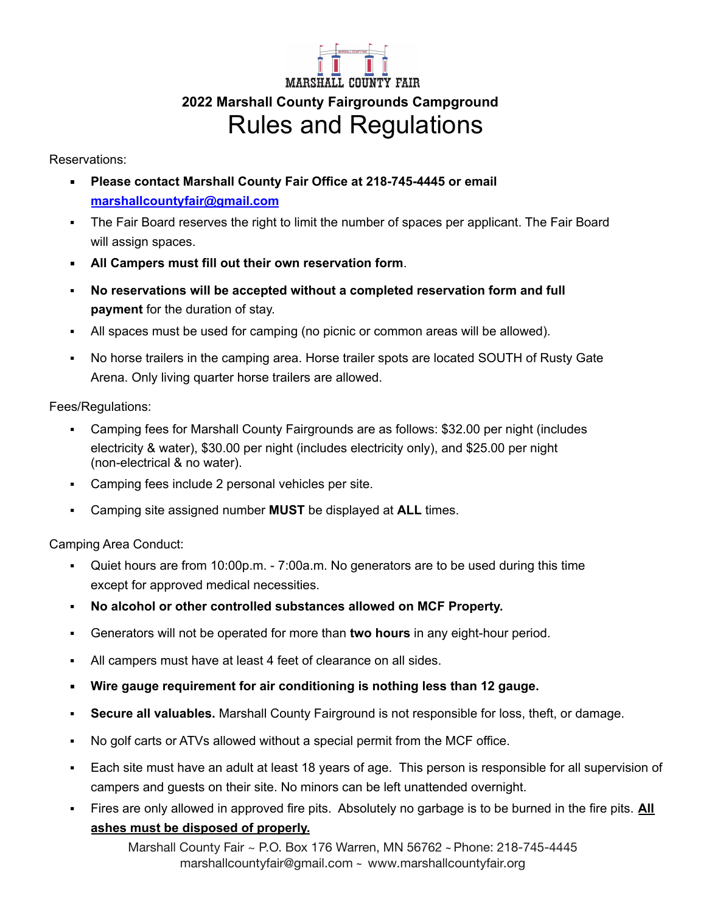MARSHALL COUNTY FAIR

## 2022 Marshall County Fairgrounds Campground

# Rules and Regulations

Reservations:

- **Please contact Marshall County Fair Office at 218-745-4445 or email [marshallcountyfair@gmail.com](mailto:marshallcountyfair@gmail.com)**
- The Fair Board reserves the right to limit the number of spaces per applicant. The Fair Board will assign spaces.
- **All Campers must fill out their own reservation form**.
- **No reservations will be accepted without a completed reservation form and full payment** for the duration of stay.
- All spaces must be used for camping (no picnic or common areas will be allowed).
- No horse trailers in the camping area. Horse trailer spots are located SOUTH of Rusty Gate Arena. Only living quarter horse trailers are allowed.

Fees/Regulations:

- Camping fees for Marshall County Fairgrounds are as follows: $32.00 per night (includes electricity & water), $30.00 per night (includes electricity only), and $25.00 per night (non-electrical & no water).
- Camping fees include 2 personal vehicles per site.
- Camping site assigned number **MUST** be displayed at **ALL** times.

Camping Area Conduct:

- Quiet hours are from 10:00p.m. - 7:00a.m. No generators are to be used during this time except for approved medical necessities.
- **No alcohol or other controlled substances allowed on MCF Property.**
- Generators will not be operated for more than **two hours** in any eight-hour period.
- All campers must have at least 4 feet of clearance on all sides.
- **Wire gauge requirement for air conditioning is nothing less than 12 gauge.**
- **Secure all valuables.** Marshall County Fairground is not responsible for loss, theft, or damage.
- No golf carts or ATVs allowed without a special permit from the MCF office.
- Each site must have an adult at least 18 years of age. This person is responsible for all supervision of campers and guests on their site. No minors can be left unattended overnight.
- Fires are only allowed in approved fire pits. Absolutely no garbage is to be burned in the fire pits. **<u>All ashes must be disposed of properly.</u>**

Marshall County Fair ~ P.O. Box 176 Warren, MN 56762 ~ Phone: 218-745-4445
marshallcountyfair@gmail.com ~ www.marshallcountyfair.org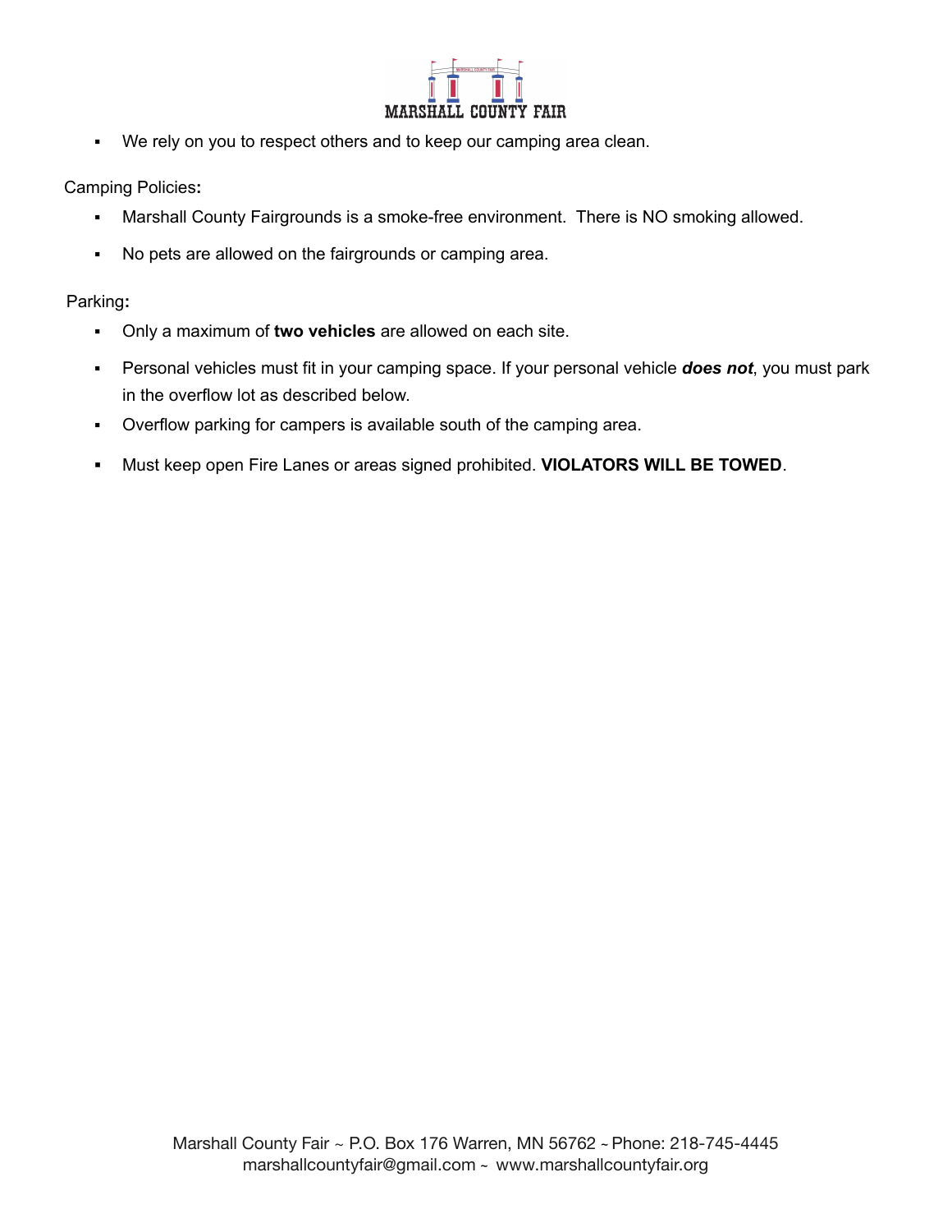- We rely on you to respect others and to keep our camping area clean.

Camping Policies**:**

- Marshall County Fairgrounds is a smoke-free environment. There is NO smoking allowed.
- No pets are allowed on the fairgrounds or camping area.

Parking**:**

- Only a maximum of **two vehicles** are allowed on each site.
- Personal vehicles must fit in your camping space. If your personal vehicle ***does not***, you must park in the overflow lot as described below.
- Overflow parking for campers is available south of the camping area.
- Must keep open Fire Lanes or areas signed prohibited. **VIOLATORS WILL BE TOWED**.